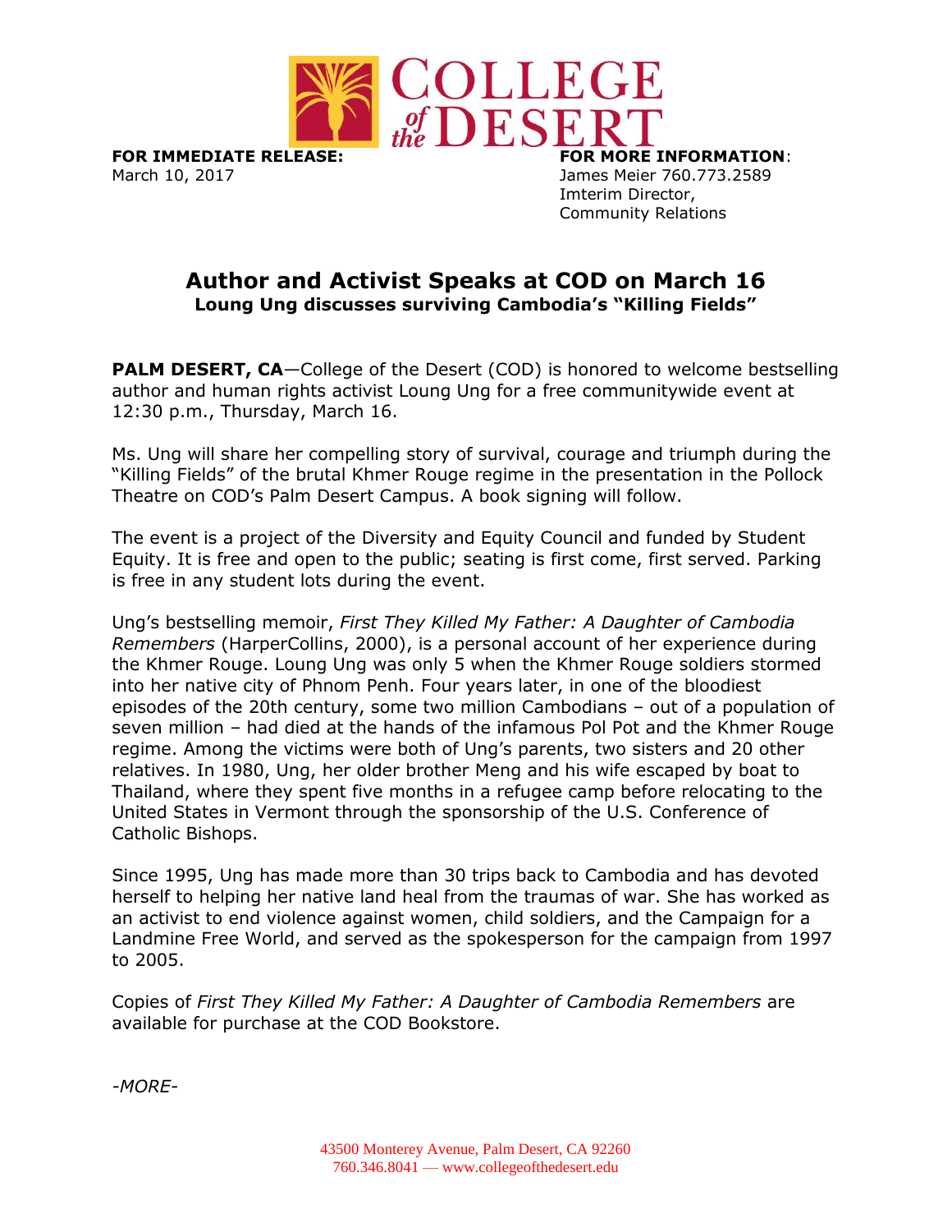**FOR IMMEDIATE RELEASE:**
March 10, 2017

**FOR MORE INFORMATION**:
James Meier 760.773.2589
Imterim Director,
Community Relations

# Author and Activist Speaks at COD on March 16

**Loung Ung discusses surviving Cambodia's "Killing Fields"**

**PALM DESERT, CA**—College of the Desert (COD) is honored to welcome bestselling author and human rights activist Loung Ung for a free communitywide event at 12:30 p.m., Thursday, March 16.

Ms. Ung will share her compelling story of survival, courage and triumph during the "Killing Fields" of the brutal Khmer Rouge regime in the presentation in the Pollock Theatre on COD's Palm Desert Campus. A book signing will follow.

The event is a project of the Diversity and Equity Council and funded by Student Equity. It is free and open to the public; seating is first come, first served. Parking is free in any student lots during the event.

Ung's bestselling memoir, *First They Killed My Father: A Daughter of Cambodia Remembers* (HarperCollins, 2000), is a personal account of her experience during the Khmer Rouge. Loung Ung was only 5 when the Khmer Rouge soldiers stormed into her native city of Phnom Penh. Four years later, in one of the bloodiest episodes of the 20th century, some two million Cambodians – out of a population of seven million – had died at the hands of the infamous Pol Pot and the Khmer Rouge regime. Among the victims were both of Ung's parents, two sisters and 20 other relatives. In 1980, Ung, her older brother Meng and his wife escaped by boat to Thailand, where they spent five months in a refugee camp before relocating to the United States in Vermont through the sponsorship of the U.S. Conference of Catholic Bishops.

Since 1995, Ung has made more than 30 trips back to Cambodia and has devoted herself to helping her native land heal from the traumas of war. She has worked as an activist to end violence against women, child soldiers, and the Campaign for a Landmine Free World, and served as the spokesperson for the campaign from 1997 to 2005.

Copies of *First They Killed My Father: A Daughter of Cambodia Remembers* are available for purchase at the COD Bookstore.

*-MORE-*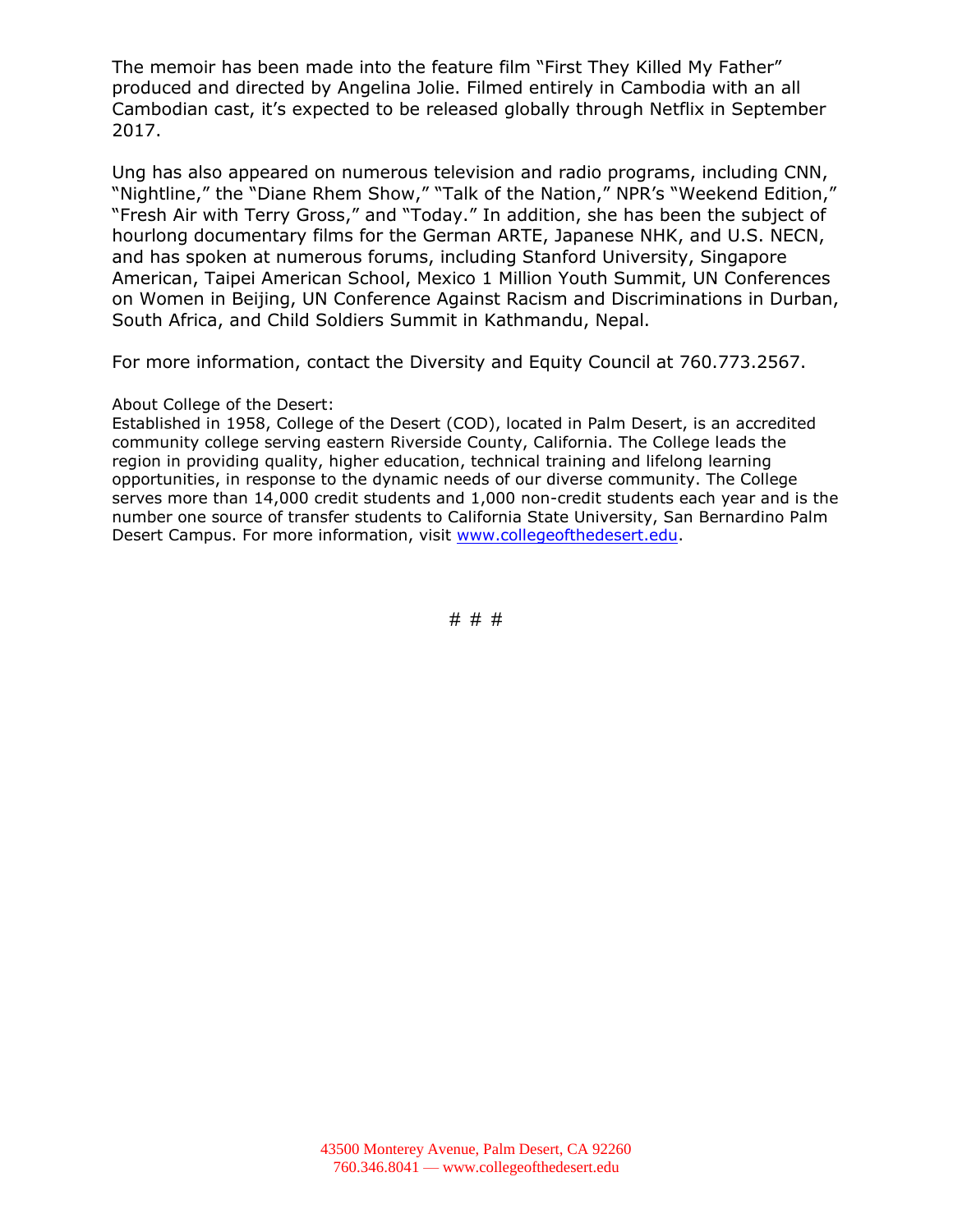The memoir has been made into the feature film "First They Killed My Father" produced and directed by Angelina Jolie. Filmed entirely in Cambodia with an all Cambodian cast, it's expected to be released globally through Netflix in September 2017.

Ung has also appeared on numerous television and radio programs, including CNN, "Nightline," the "Diane Rhem Show," "Talk of the Nation," NPR's "Weekend Edition," "Fresh Air with Terry Gross," and "Today." In addition, she has been the subject of hourlong documentary films for the German ARTE, Japanese NHK, and U.S. NECN, and has spoken at numerous forums, including Stanford University, Singapore American, Taipei American School, Mexico 1 Million Youth Summit, UN Conferences on Women in Beijing, UN Conference Against Racism and Discriminations in Durban, South Africa, and Child Soldiers Summit in Kathmandu, Nepal.

For more information, contact the Diversity and Equity Council at 760.773.2567.

About College of the Desert:
Established in 1958, College of the Desert (COD), located in Palm Desert, is an accredited community college serving eastern Riverside County, California. The College leads the region in providing quality, higher education, technical training and lifelong learning opportunities, in response to the dynamic needs of our diverse community. The College serves more than 14,000 credit students and 1,000 non-credit students each year and is the number one source of transfer students to California State University, San Bernardino Palm Desert Campus. For more information, visit [www.collegeofthedesert.edu](http://www.collegeofthedesert.edu).

# # #

43500 Monterey Avenue, Palm Desert, CA 92260
760.346.8041 — www.collegeofthedesert.edu